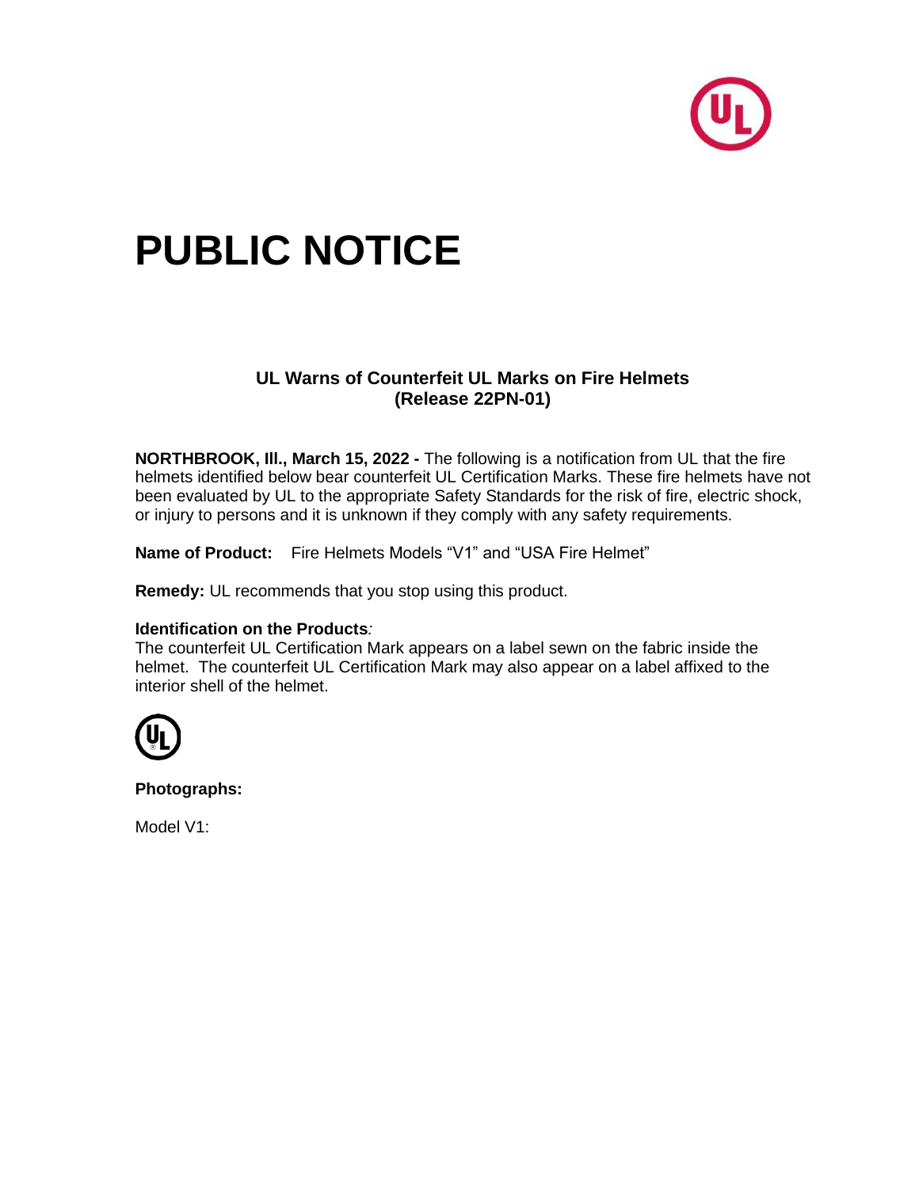# PUBLIC NOTICE

## UL Warns of Counterfeit UL Marks on Fire Helmets
## (Release 22PN-01)

**NORTHBROOK, Ill., March 15, 2022 -** The following is a notification from UL that the fire helmets identified below bear counterfeit UL Certification Marks. These fire helmets have not been evaluated by UL to the appropriate Safety Standards for the risk of fire, electric shock, or injury to persons and it is unknown if they comply with any safety requirements.

**Name of Product:** Fire Helmets Models "V1" and "USA Fire Helmet"

**Remedy:** UL recommends that you stop using this product.

**Identification on the Products***:*
The counterfeit UL Certification Mark appears on a label sewn on the fabric inside the helmet. The counterfeit UL Certification Mark may also appear on a label affixed to the interior shell of the helmet.

**Photographs:**

Model V1: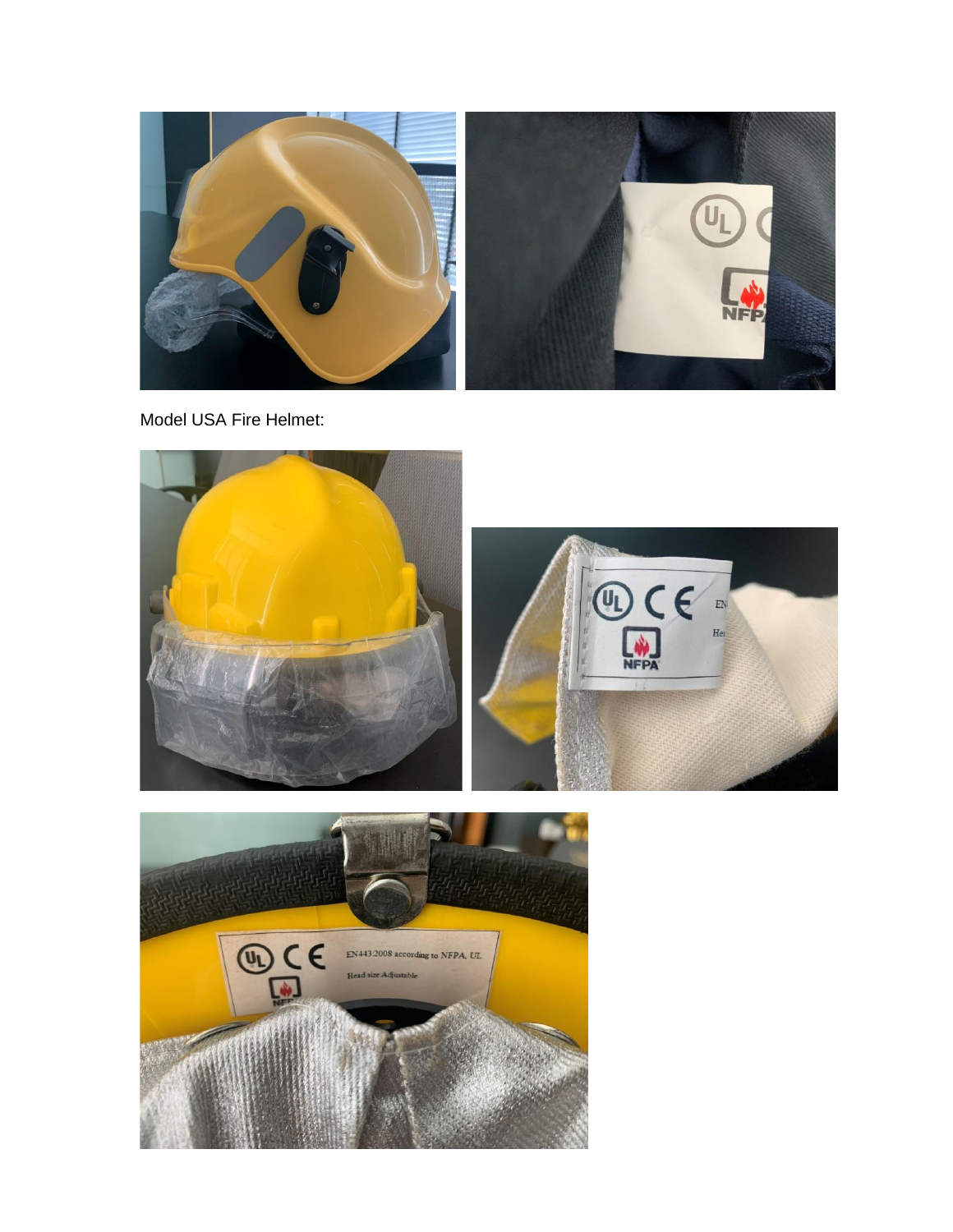Model USA Fire Helmet: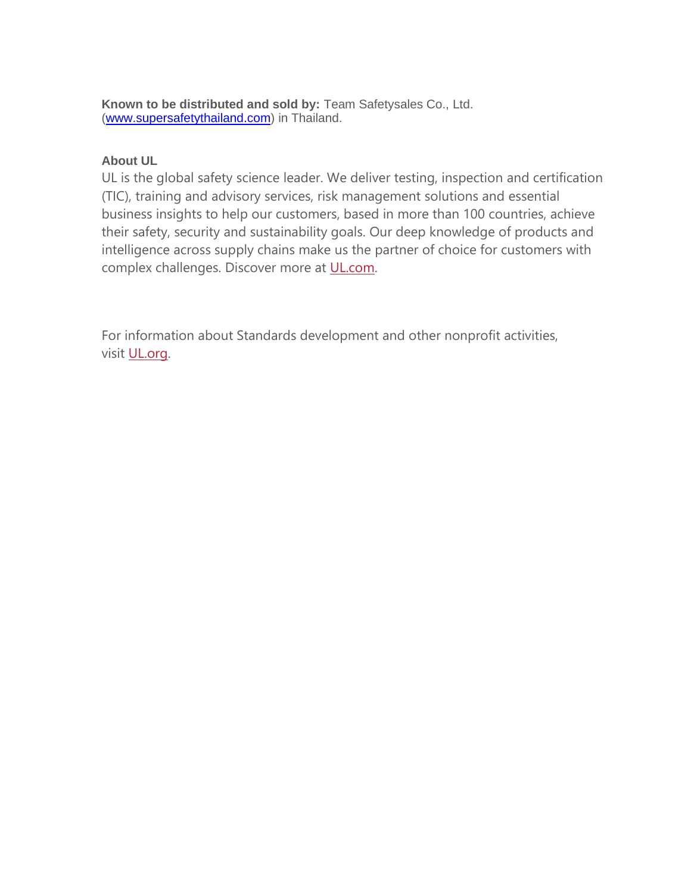**Known to be distributed and sold by:** Team Safetysales Co., Ltd. (www.supersafetythailand.com) in Thailand.

**About UL**

UL is the global safety science leader. We deliver testing, inspection and certification (TIC), training and advisory services, risk management solutions and essential business insights to help our customers, based in more than 100 countries, achieve their safety, security and sustainability goals. Our deep knowledge of products and intelligence across supply chains make us the partner of choice for customers with complex challenges. Discover more at UL.com.

For information about Standards development and other nonprofit activities, visit UL.org.